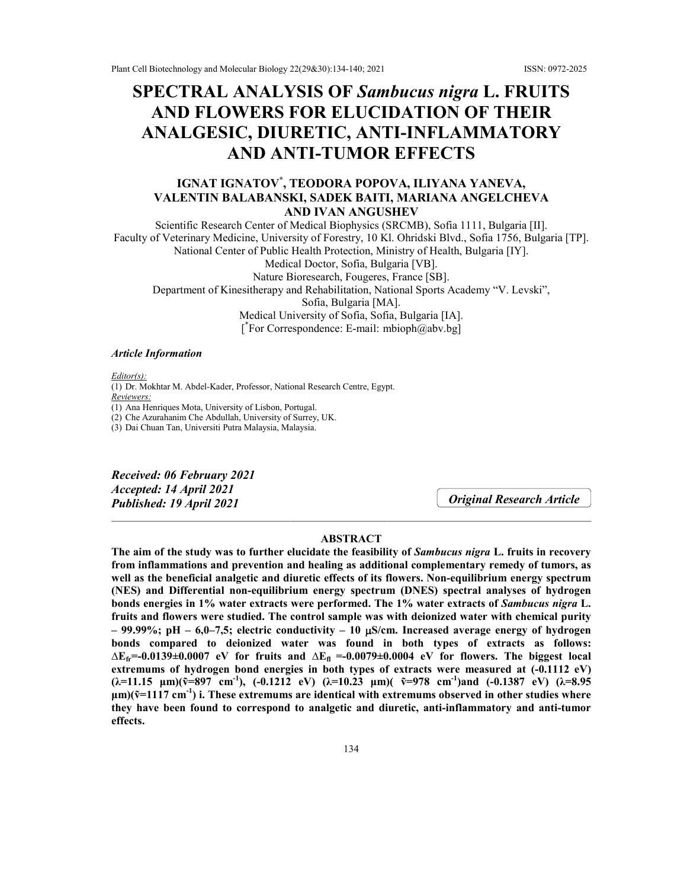# SPECTRAL ANALYSIS OF *Sambucus nigra* L. FRUITS AND FLOWERS FOR ELUCIDATION OF THEIR ANALGESIC, DIURETIC, ANTI-INFLAMMATORY AND ANTI-TUMOR EFFECTS

**IGNAT IGNATOV*, TEODORA POPOVA, ILIYANA YANEVA, VALENTIN BALABANSKI, SADEK BAITI, MARIANA ANGELCHEVA AND IVAN ANGUSHEV**

Scientific Research Center of Medical Biophysics (SRCMB), Sofia 1111, Bulgaria [II].
Faculty of Veterinary Medicine, University of Forestry, 10 Kl. Ohridski Blvd., Sofia 1756, Bulgaria [TP].
National Center of Public Health Protection, Ministry of Health, Bulgaria [IY].
Medical Doctor, Sofia, Bulgaria [VB].
Nature Bioresearch, Fougeres, France [SB].
Department of Kinesitherapy and Rehabilitation, National Sports Academy "V. Levski", Sofia, Bulgaria [MA].
Medical University of Sofia, Sofia, Bulgaria [IA].
[*For Correspondence: E-mail: mbioph@abv.bg]

***Article Information***

*Editor(s):*
(1) Dr. Mokhtar M. Abdel-Kader, Professor, National Research Centre, Egypt.
*Reviewers:*
(1) Ana Henriques Mota, University of Lisbon, Portugal.
(2) Che Azurahanim Che Abdullah, University of Surrey, UK.
(3) Dai Chuan Tan, Universiti Putra Malaysia, Malaysia.

***Received: 06 February 2021***
***Accepted: 14 April 2021***
***Published: 19 April 2021***

***Original Research Article***

---

## ABSTRACT

**The aim of the study was to further elucidate the feasibility of *Sambucus nigra* L. fruits in recovery from inflammations and prevention and healing as additional complementary remedy of tumors, as well as the beneficial analgetic and diuretic effects of its flowers. Non-equilibrium energy spectrum (NES) and Differential non-equilibrium energy spectrum (DNES) spectral analyses of hydrogen bonds energies in 1% water extracts were performed. The 1% water extracts of *Sambucus nigra* L. fruits and flowers were studied. The control sample was with deionized water with chemical purity – 99.99%; pH – 6,0–7,5; electric conductivity – 10 μS/cm. Increased average energy of hydrogen bonds compared to deionized water was found in both types of extracts as follows: $\Delta E_{fr}$=-0.0139±0.0007 eV for fruits and $\Delta E_{fl}$ =-0.0079±0.0004 eV for flowers. The biggest local extremums of hydrogen bond energies in both types of extracts were measured at (-0.1112 eV) (λ=11.15 μm)(ṽ=897 $cm^{-1}$), (-0.1212 eV) (λ=10.23 μm)( ṽ=978 $cm^{-1}$)and (-0.1387 eV) (λ=8.95 μm)(ṽ=1117 $cm^{-1}$) i. These extremums are identical with extremums observed in other studies where they have been found to correspond to analgetic and diuretic, anti-inflammatory and anti-tumor effects.**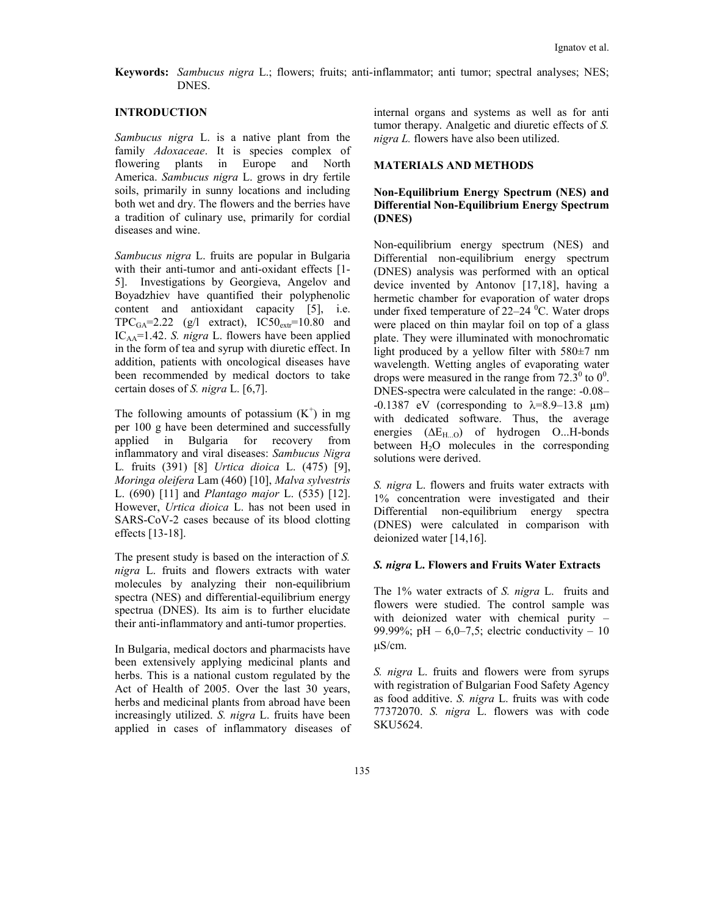**Keywords:** *Sambucus nigra* L.; flowers; fruits; anti-inflammator; anti tumor; spectral analyses; NES; DNES.

## INTRODUCTION

*Sambucus nigra* L. is a native plant from the family *Adoxaceae*. It is species complex of flowering plants in Europe and North America. *Sambucus nigra* L. grows in dry fertile soils, primarily in sunny locations and including both wet and dry. The flowers and the berries have a tradition of culinary use, primarily for cordial diseases and wine.

*Sambucus nigra* L. fruits are popular in Bulgaria with their anti-tumor and anti-oxidant effects [1-5]. Investigations by Georgieva, Angelov and Boyadzhiev have quantified their polyphenolic content and antioxidant capacity [5], i.e. $TPC_{GA}$=2.22 (g/l extract), $IC50_{extr}$=10.80 and $IC_{AA}$=1.42. *S. nigra* L. flowers have been applied in the form of tea and syrup with diuretic effect. In addition, patients with oncological diseases have been recommended by medical doctors to take certain doses of *S. nigra* L. [6,7].

The following amounts of potassium ($K^+$) in mg per 100 g have been determined and successfully applied in Bulgaria for recovery from inflammatory and viral diseases: *Sambucus Nigra* L. fruits (391) [8] *Urtica dioica* L. (475) [9], *Moringa oleifera* Lam (460) [10], *Malva sylvestris* L. (690) [11] and *Plantago major* L. (535) [12]. However, *Urtica dioica* L. has not been used in SARS-CoV-2 cases because of its blood clotting effects [13-18].

The present study is based on the interaction of *S. nigra* L. fruits and flowers extracts with water molecules by analyzing their non-equilibrium spectra (NES) and differential-equilibrium energy spectrua (DNES). Its aim is to further elucidate their anti-inflammatory and anti-tumor properties.

In Bulgaria, medical doctors and pharmacists have been extensively applying medicinal plants and herbs. This is a national custom regulated by the Act of Health of 2005. Over the last 30 years, herbs and medicinal plants from abroad have been increasingly utilized. *S. nigra* L. fruits have been applied in cases of inflammatory diseases of internal organs and systems as well as for anti tumor therapy. Analgetic and diuretic effects of *S. nigra L.* flowers have also been utilized.

## MATERIALS AND METHODS

### Non-Equilibrium Energy Spectrum (NES) and Differential Non-Equilibrium Energy Spectrum (DNES)

Non-equilibrium energy spectrum (NES) and Differential non-equilibrium energy spectrum (DNES) analysis was performed with an optical device invented by Antonov [17,18], having a hermetic chamber for evaporation of water drops under fixed temperature of 22–24 $^0$C. Water drops were placed on thin maylar foil on top of a glass plate. They were illuminated with monochromatic light produced by a yellow filter with 580±7 nm wavelength. Wetting angles of evaporating water drops were measured in the range from $72.3^0$ to $0^0$. DNES-spectra were calculated in the range: -0.08–-0.1387 eV (corresponding to $\lambda$=8.9–13.8 μm) with dedicated software. Thus, the average energies ($\Delta E_{H...O}$) of hydrogen O...H-bonds between $H_2O$ molecules in the corresponding solutions were derived.

*S. nigra* L. flowers and fruits water extracts with 1% concentration were investigated and their Differential non-equilibrium energy spectra (DNES) were calculated in comparison with deionized water [14,16].

### *S. nigra* L. Flowers and Fruits Water Extracts

The 1% water extracts of *S. nigra* L. fruits and flowers were studied. The control sample was with deionized water with chemical purity – 99.99%; pH – 6,0–7,5; electric conductivity – 10 μS/cm.

*S. nigra* L. fruits and flowers were from syrups with registration of Bulgarian Food Safety Agency as food additive. *S. nigra* L. fruits was with code 77372070. *S. nigra* L. flowers was with code SKU5624.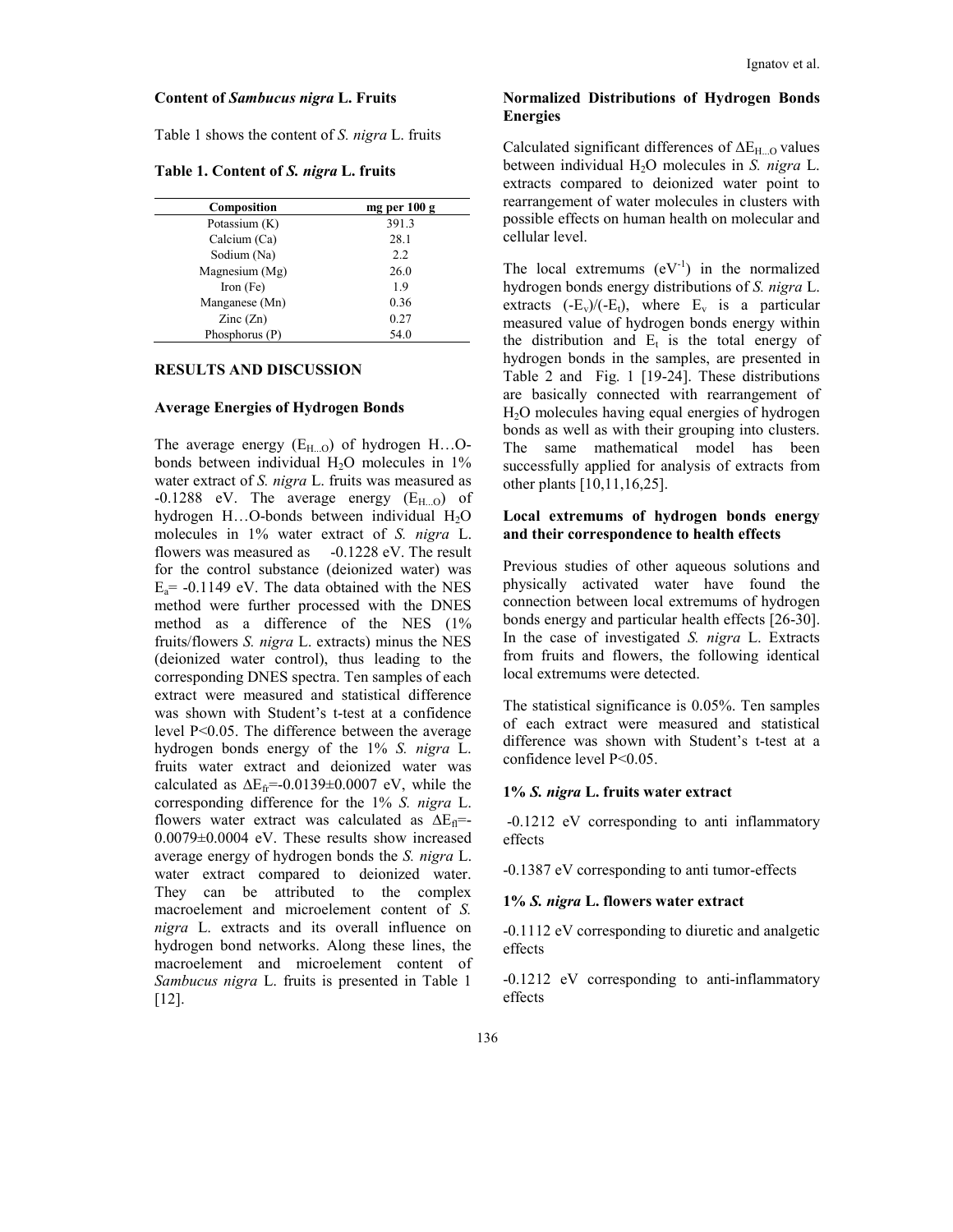### Content of *Sambucus nigra* L. Fruits

Table 1 shows the content of *S. nigra* L. fruits

**Table 1. Content of *S. nigra* L. fruits**

| Composition | mg per 100 g |
|---|---|
| Potassium (K) | 391.3 |
| Calcium (Ca) | 28.1 |
| Sodium (Na) | 2.2 |
| Magnesium (Mg) | 26.0 |
| Iron (Fe) | 1.9 |
| Manganese (Mn) | 0.36 |
| Zinc (Zn) | 0.27 |
| Phosphorus (P) | 54.0 |

## RESULTS AND DISCUSSION

### Average Energies of Hydrogen Bonds

The average energy ($E_{H...O}$) of hydrogen H…O-bonds between individual $H_2O$ molecules in 1% water extract of *S. nigra* L. fruits was measured as -0.1288 eV. The average energy ($E_{H...O}$) of hydrogen H…O-bonds between individual $H_2O$ molecules in 1% water extract of *S. nigra* L. flowers was measured as -0.1228 eV. The result for the control substance (deionized water) was $E_a$= -0.1149 eV. The data obtained with the NES method were further processed with the DNES method as a difference of the NES (1% fruits/flowers *S. nigra* L. extracts) minus the NES (deionized water control), thus leading to the corresponding DNES spectra. Ten samples of each extract were measured and statistical difference was shown with Student's t-test at a confidence level $P<0.05$. The difference between the average hydrogen bonds energy of the 1% *S. nigra* L. fruits water extract and deionized water was calculated as $\Delta E_{fr}$=-0.0139±0.0007 eV, while the corresponding difference for the 1% *S. nigra* L. flowers water extract was calculated as $\Delta E_{fl}$=-0.0079±0.0004 eV. These results show increased average energy of hydrogen bonds the *S. nigra* L. water extract compared to deionized water. They can be attributed to the complex macroelement and microelement content of *S. nigra* L. extracts and its overall influence on hydrogen bond networks. Along these lines, the macroelement and microelement content of *Sambucus nigra* L. fruits is presented in Table 1 [12].

### Normalized Distributions of Hydrogen Bonds Energies

Calculated significant differences of $\Delta E_{H...O}$ values between individual $H_2O$ molecules in *S. nigra* L. extracts compared to deionized water point to rearrangement of water molecules in clusters with possible effects on human health on molecular and cellular level.

The local extremums ($eV^{-1}$) in the normalized hydrogen bonds energy distributions of *S. nigra* L. extracts $(-E_v)/(-E_t)$, where $E_v$ is a particular measured value of hydrogen bonds energy within the distribution and $E_t$ is the total energy of hydrogen bonds in the samples, are presented in Table 2 and Fig. 1 [19-24]. These distributions are basically connected with rearrangement of $H_2O$ molecules having equal energies of hydrogen bonds as well as with their grouping into clusters. The same mathematical model has been successfully applied for analysis of extracts from other plants [10,11,16,25].

### Local extremums of hydrogen bonds energy and their correspondence to health effects

Previous studies of other aqueous solutions and physically activated water have found the connection between local extremums of hydrogen bonds energy and particular health effects [26-30]. In the case of investigated *S. nigra* L. Extracts from fruits and flowers, the following identical local extremums were detected.

The statistical significance is 0.05%. Ten samples of each extract were measured and statistical difference was shown with Student's t-test at a confidence level $P<0.05$.

#### 1% *S. nigra* L. fruits water extract

-0.1212 eV corresponding to anti inflammatory effects

-0.1387 eV corresponding to anti tumor-effects

#### 1% *S. nigra* L. flowers water extract

-0.1112 eV corresponding to diuretic and analgetic effects

-0.1212 eV corresponding to anti-inflammatory effects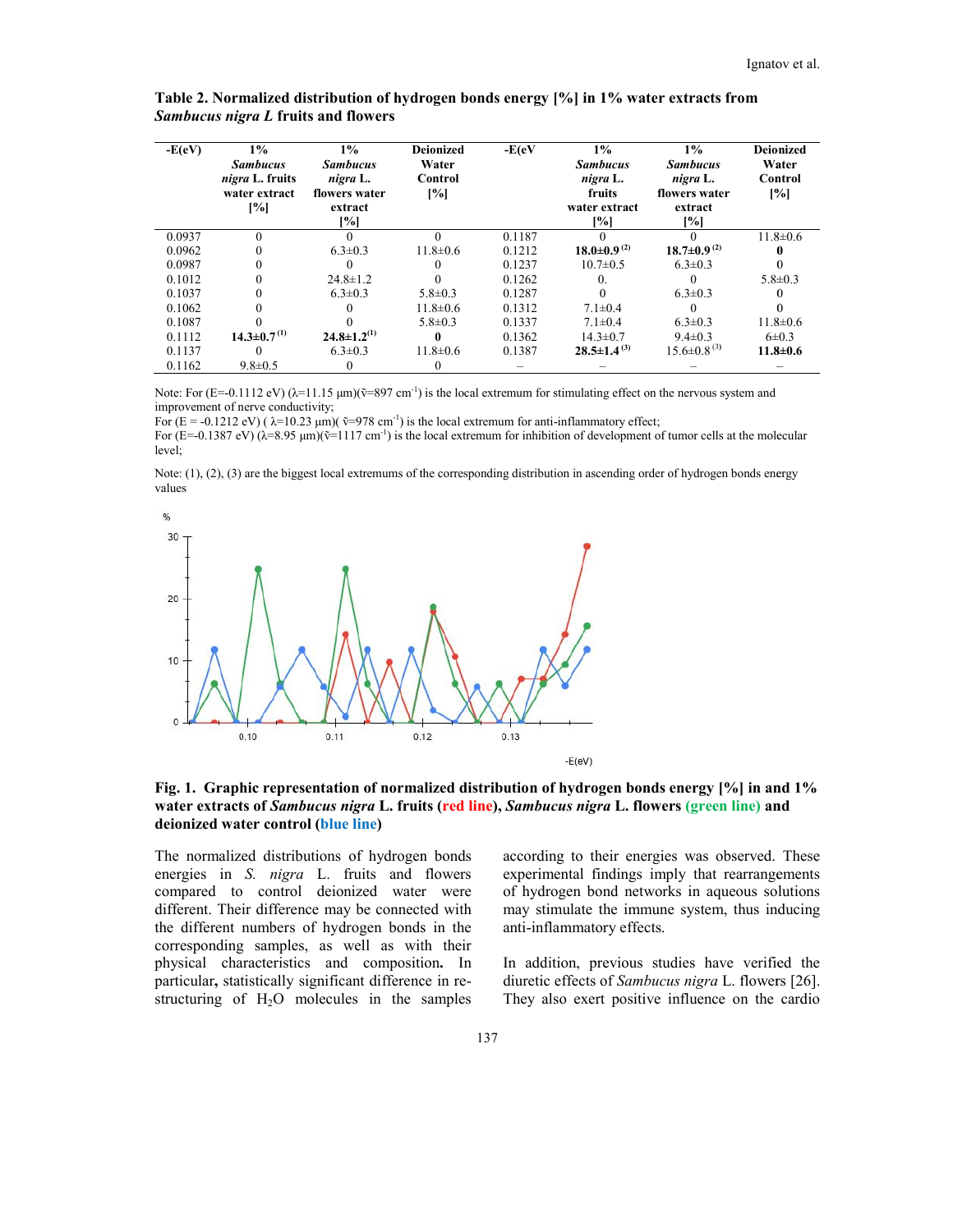**Table 2. Normalized distribution of hydrogen bonds energy [%] in 1% water extracts from *Sambucus nigra L* fruits and flowers**

| -E(eV) | 1% *Sambucus nigra* L. fruits water extract [%] | 1% *Sambucus nigra* L. flowers water extract [%] | Deionized Water Control [%] | -E(eV | 1% *Sambucus nigra* L. fruits water extract [%] | 1% *Sambucus nigra* L. flowers water extract [%] | Deionized Water Control [%] |
|---|---|---|---|---|---|---|---|
| 0.0937 | 0 | 0 | 0 | 0.1187 | 0 | 0 | 11.8±0.6 |
| 0.0962 | 0 | 6.3±0.3 | 11.8±0.6 | 0.1212 | **18.0±0.9** (2) | **18.7±0.9** (2) | **0** |
| 0.0987 | 0 | 0 | 0 | 0.1237 | 10.7±0.5 | 6.3±0.3 | 0 |
| 0.1012 | 0 | 24.8±1.2 | 0 | 0.1262 | 0. | 0 | 5.8±0.3 |
| 0.1037 | 0 | 6.3±0.3 | 5.8±0.3 | 0.1287 | 0 | 6.3±0.3 | 0 |
| 0.1062 | 0 | 0 | 11.8±0.6 | 0.1312 | 7.1±0.4 | 0 | 0 |
| 0.1087 | 0 | 0 | 5.8±0.3 | 0.1337 | 7.1±0.4 | 6.3±0.3 | 11.8±0.6 |
| 0.1112 | **14.3±0.7** (1) | **24.8±1.2** (1) | **0** | 0.1362 | 14.3±0.7 | 9.4±0.3 | 6±0.3 |
| 0.1137 | 0 | 6.3±0.3 | 11.8±0.6 | 0.1387 | **28.5±1.4** (3) | 15.6±0.8 (3) | **11.8±0.6** |
| 0.1162 | 9.8±0.5 | 0 | 0 | – | – | – | – |

Note: For (E=-0.1112 eV) (λ=11.15 μm)($\tilde{\nu}$=897 cm$^{-1}$) is the local extremum for stimulating effect on the nervous system and improvement of nerve conductivity;
For (E = -0.1212 eV) ( λ=10.23 μm)( $\tilde{\nu}$=978 cm$^{-1}$) is the local extremum for anti-inflammatory effect;
For (E=-0.1387 eV) (λ=8.95 μm)($\tilde{\nu}$=1117 cm$^{-1}$) is the local extremum for inhibition of development of tumor cells at the molecular level;

Note: (1), (2), (3) are the biggest local extremums of the corresponding distribution in ascending order of hydrogen bonds energy values

**Fig. 1. Graphic representation of normalized distribution of hydrogen bonds energy [%] in and 1% water extracts of *Sambucus nigra* L. fruits (red line), *Sambucus nigra* L. flowers (green line) and deionized water control (blue line)**

The normalized distributions of hydrogen bonds energies in *S. nigra* L. fruits and flowers compared to control deionized water were different. Their difference may be connected with the different numbers of hydrogen bonds in the corresponding samples, as well as with their physical characteristics and composition**.** In particular**,** statistically significant difference in re-structuring of $H_2O$ molecules in the samples according to their energies was observed. These experimental findings imply that rearrangements of hydrogen bond networks in aqueous solutions may stimulate the immune system, thus inducing anti-inflammatory effects.

In addition, previous studies have verified the diuretic effects of *Sambucus nigra* L. flowers [26]. They also exert positive influence on the cardio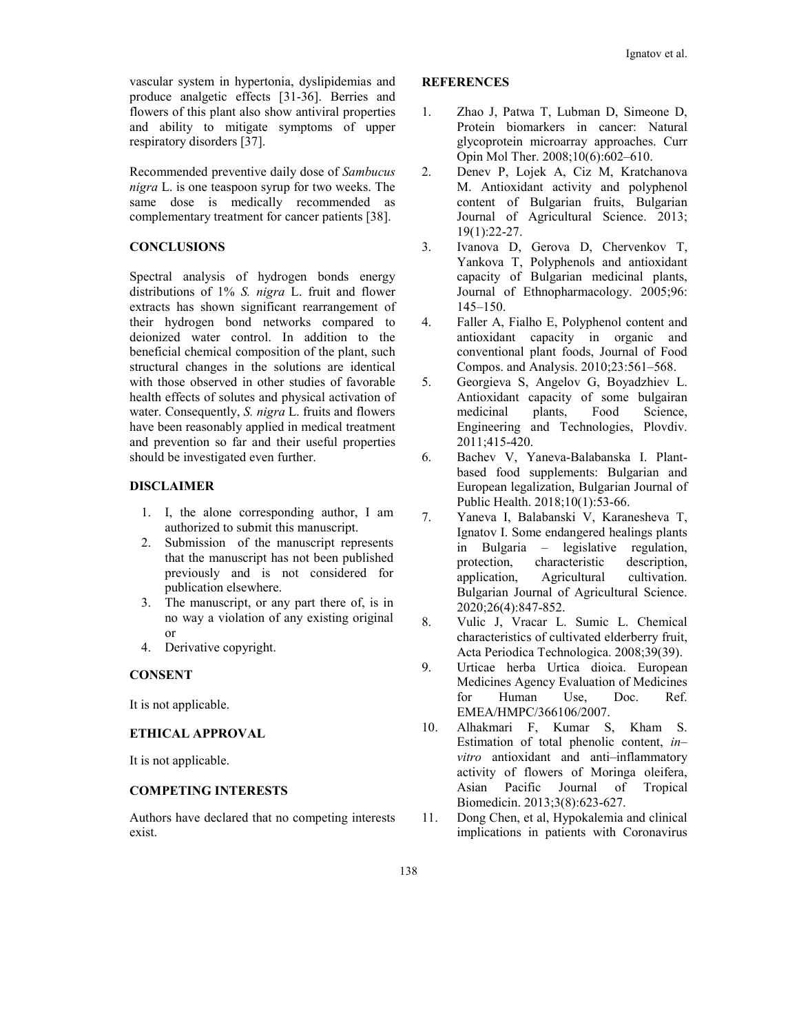vascular system in hypertonia, dyslipidemias and produce analgetic effects [31-36]. Berries and flowers of this plant also show antiviral properties and ability to mitigate symptoms of upper respiratory disorders [37].

Recommended preventive daily dose of *Sambucus nigra* L. is one teaspoon syrup for two weeks. The same dose is medically recommended as complementary treatment for cancer patients [38].

## CONCLUSIONS

Spectral analysis of hydrogen bonds energy distributions of 1% *S. nigra* L. fruit and flower extracts has shown significant rearrangement of their hydrogen bond networks compared to deionized water control. In addition to the beneficial chemical composition of the plant, such structural changes in the solutions are identical with those observed in other studies of favorable health effects of solutes and physical activation of water. Consequently, *S. nigra* L. fruits and flowers have been reasonably applied in medical treatment and prevention so far and their useful properties should be investigated even further.

## DISCLAIMER

1. I, the alone corresponding author, I am authorized to submit this manuscript.
2. Submission of the manuscript represents that the manuscript has not been published previously and is not considered for publication elsewhere.
3. The manuscript, or any part there of, is in no way a violation of any existing original or
4. Derivative copyright.

## CONSENT

It is not applicable.

## ETHICAL APPROVAL

It is not applicable.

## COMPETING INTERESTS

Authors have declared that no competing interests exist.

## REFERENCES

1. Zhao J, Patwa T, Lubman D, Simeone D, Protein biomarkers in cancer: Natural glycoprotein microarray approaches. Curr Opin Mol Ther. 2008;10(6):602–610.
2. Denev P, Lojek A, Ciz M, Kratchanova M. Antioxidant activity and polyphenol content of Bulgarian fruits, Bulgarian Journal of Agricultural Science. 2013; 19(1):22-27.
3. Ivanova D, Gerova D, Chervenkov T, Yankova T, Polyphenols and antioxidant capacity of Bulgarian medicinal plants, Journal of Ethnopharmacology. 2005;96: 145–150.
4. Faller A, Fialho E, Polyphenol content and antioxidant capacity in organic and conventional plant foods, Journal of Food Compos. and Analysis. 2010;23:561–568.
5. Georgieva S, Angelov G, Boyadzhiev L. Antioxidant capacity of some bulgairan medicinal plants, Food Science, Engineering and Technologies, Plovdiv. 2011;415-420.
6. Bachev V, Yaneva-Balabanska I. Plant-based food supplements: Bulgarian and European legalization, Bulgarian Journal of Public Health. 2018;10(1):53-66.
7. Yaneva I, Balabanski V, Karanesheva T, Ignatov I. Some endangered healings plants in Bulgaria – legislative regulation, protection, characteristic description, application, Agricultural cultivation. Bulgarian Journal of Agricultural Science. 2020;26(4):847-852.
8. Vulic J, Vracar L. Sumic L. Chemical characteristics of cultivated elderberry fruit, Acta Periodica Technologica. 2008;39(39).
9. Urticae herba Urtica dioica. European Medicines Agency Evaluation of Medicines for Human Use, Doc. Ref. EMEA/HMPC/366106/2007.
10. Alhakmari F, Kumar S, Kham S. Estimation of total phenolic content, *in–vitro* antioxidant and anti–inflammatory activity of flowers of Moringa oleifera, Asian Pacific Journal of Tropical Biomedicin. 2013;3(8):623-627.
11. Dong Chen, et al, Hypokalemia and clinical implications in patients with Coronavirus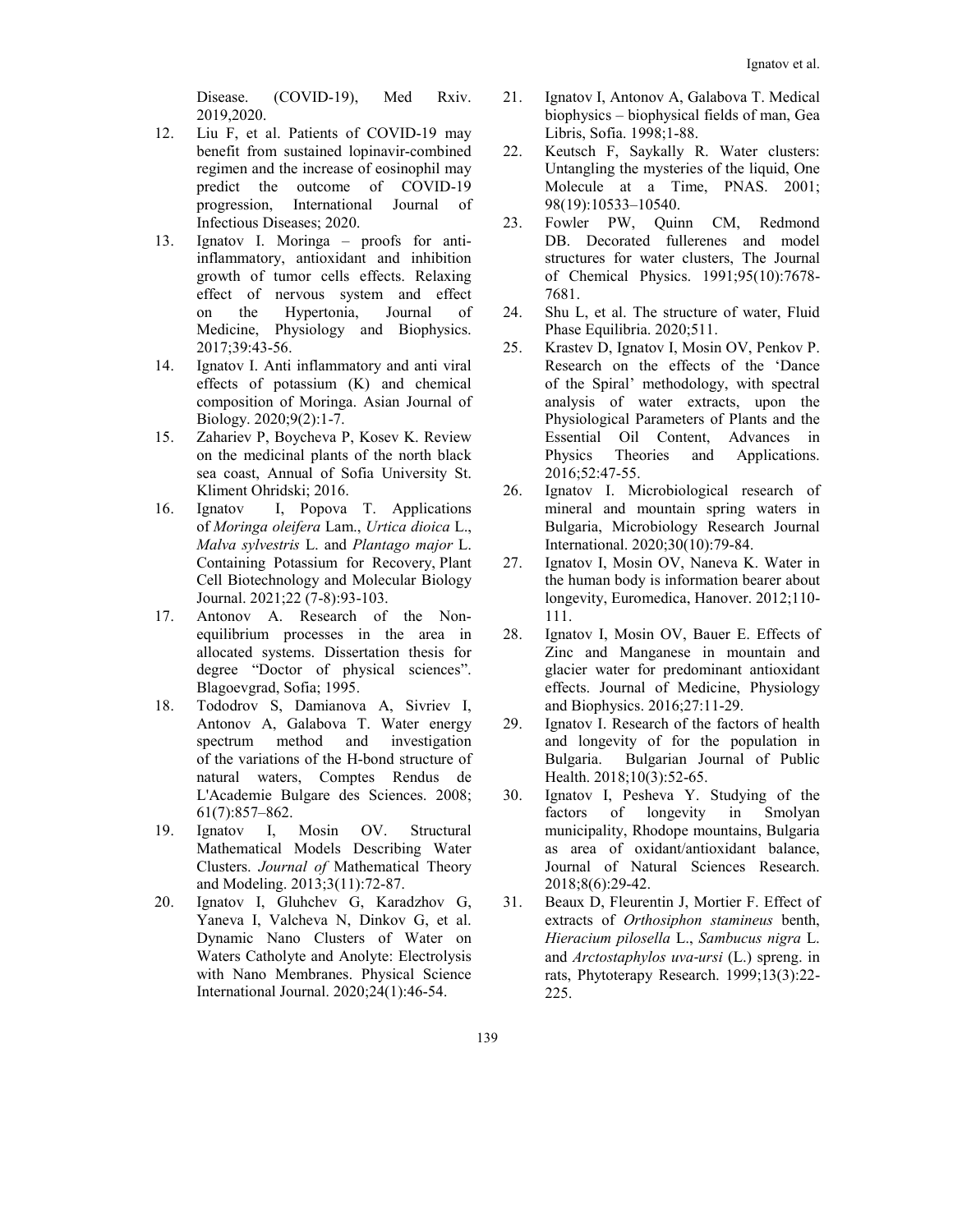Disease. (COVID-19), Med Rxiv. 2019,2020.

12. Liu F, et al. Patients of COVID-19 may benefit from sustained lopinavir-combined regimen and the increase of eosinophil may predict the outcome of COVID-19 progression, International Journal of Infectious Diseases; 2020.
13. Ignatov I. Moringa – proofs for anti-inflammatory, antioxidant and inhibition growth of tumor cells effects. Relaxing effect of nervous system and effect on the Hypertonia, Journal of Medicine, Physiology and Biophysics. 2017;39:43-56.
14. Ignatov I. Anti inflammatory and anti viral effects of potassium (K) and chemical composition of Moringa. Asian Journal of Biology. 2020;9(2):1-7.
15. Zahariev P, Boycheva P, Kosev K. Review on the medicinal plants of the north black sea coast, Annual of Sofia University St. Kliment Ohridski; 2016.
16. Ignatov I, Popova T. Applications of *Moringa oleifera* Lam., *Urtica dioica* L., *Malva sylvestris* L. and *Plantago major* L. Containing Potassium for Recovery, Plant Cell Biotechnology and Molecular Biology Journal. 2021;22 (7-8):93-103.
17. Antonov A. Research of the Non-equilibrium processes in the area in allocated systems. Dissertation thesis for degree "Doctor of physical sciences". Blagoevgrad, Sofia; 1995.
18. Tododrov S, Damianova A, Sivriev I, Antonov A, Galabova T. Water energy spectrum method and investigation of the variations of the H-bond structure of natural waters, Comptes Rendus de L'Academie Bulgare des Sciences. 2008; 61(7):857–862.
19. Ignatov I, Mosin OV. Structural Mathematical Models Describing Water Clusters. *Journal of* Mathematical Theory and Modeling. 2013;3(11):72-87.
20. Ignatov I, Gluhchev G, Karadzhov G, Yaneva I, Valcheva N, Dinkov G, et al. Dynamic Nano Clusters of Water on Waters Catholyte and Anolyte: Electrolysis with Nano Membranes. Physical Science International Journal. 2020;24(1):46-54.
21. Ignatov I, Antonov A, Galabova T. Medical biophysics – biophysical fields of man, Gea Libris, Sofia. 1998;1-88.
22. Keutsch F, Saykally R. Water clusters: Untangling the mysteries of the liquid, One Molecule at a Time, PNAS. 2001; 98(19):10533–10540.
23. Fowler PW, Quinn CM, Redmond DB. Decorated fullerenes and model structures for water clusters, The Journal of Chemical Physics. 1991;95(10):7678-7681.
24. Shu L, et al. The structure of water, Fluid Phase Equilibria. 2020;511.
25. Krastev D, Ignatov I, Mosin OV, Penkov P. Research on the effects of the 'Dance of the Spiral' methodology, with spectral analysis of water extracts, upon the Physiological Parameters of Plants and the Essential Oil Content, Advances in Physics Theories and Applications. 2016;52:47-55.
26. Ignatov I. Microbiological research of mineral and mountain spring waters in Bulgaria, Microbiology Research Journal International. 2020;30(10):79-84.
27. Ignatov I, Mosin OV, Naneva K. Water in the human body is information bearer about longevity, Euromedica, Hanover. 2012;110-111.
28. Ignatov I, Mosin OV, Bauer E. Effects of Zinc and Manganese in mountain and glacier water for predominant antioxidant effects. Journal of Medicine, Physiology and Biophysics. 2016;27:11-29.
29. Ignatov I. Research of the factors of health and longevity of for the population in Bulgaria. Bulgarian Journal of Public Health. 2018;10(3):52-65.
30. Ignatov I, Pesheva Y. Studying of the factors of longevity in Smolyan municipality, Rhodope mountains, Bulgaria as area of oxidant/antioxidant balance, Journal of Natural Sciences Research. 2018;8(6):29-42.
31. Beaux D, Fleurentin J, Mortier F. Effect of extracts of *Orthosiphon stamineus* benth, *Hieracium pilosella* L., *Sambucus nigra* L. and *Arctostaphylos uva-ursi* (L.) spreng. in rats, Phytoterapy Research. 1999;13(3):22-225.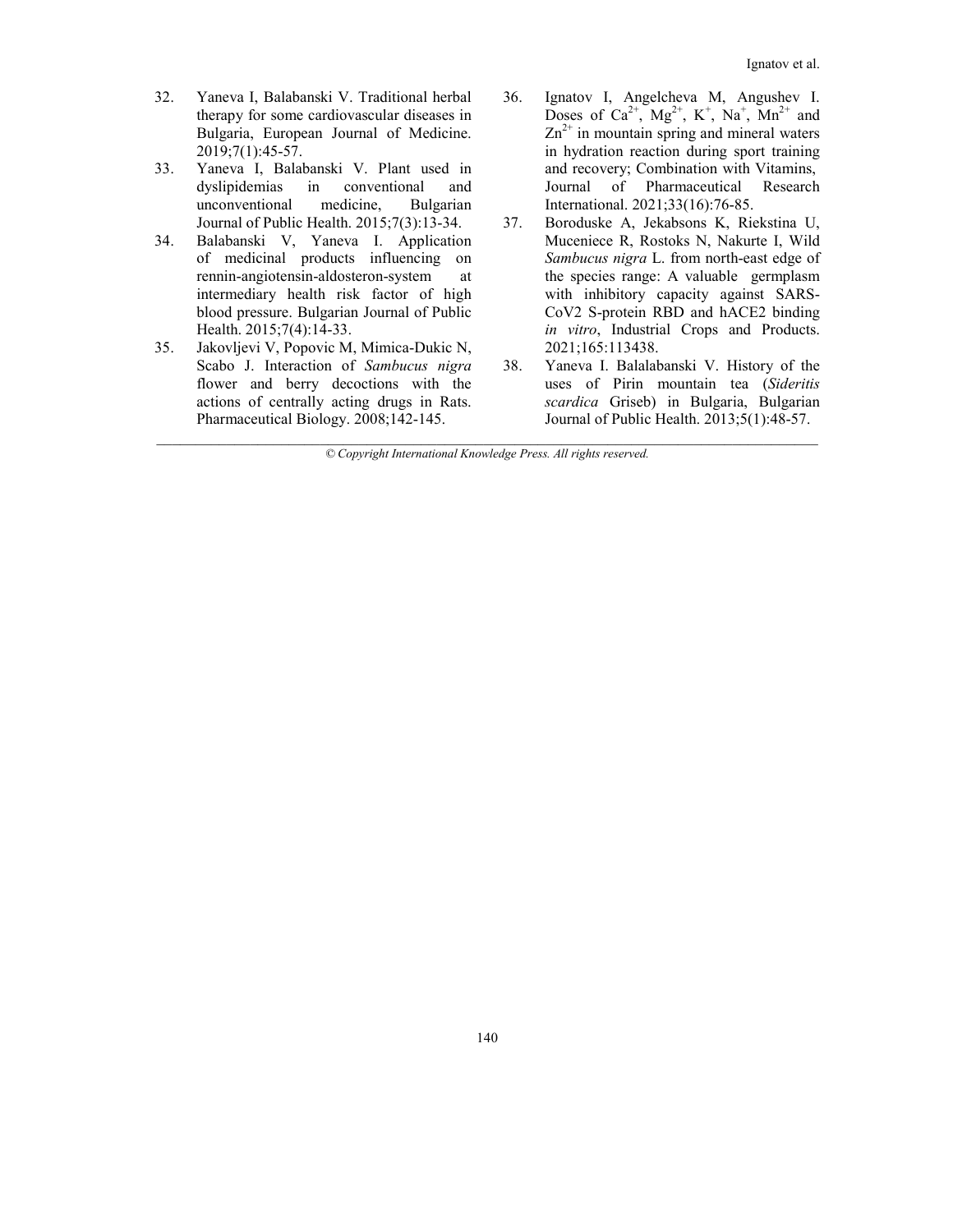32. Yaneva I, Balabanski V. Traditional herbal therapy for some cardiovascular diseases in Bulgaria, European Journal of Medicine. 2019;7(1):45-57.
33. Yaneva I, Balabanski V. Plant used in dyslipidemias in conventional and unconventional medicine, Bulgarian Journal of Public Health. 2015;7(3):13-34.
34. Balabanski V, Yaneva I. Application of medicinal products influencing on rennin-angiotensin-aldosteron-system at intermediary health risk factor of high blood pressure. Bulgarian Journal of Public Health. 2015;7(4):14-33.
35. Jakovljevi V, Popovic M, Mimica-Dukic N, Scabo J. Interaction of *Sambucus nigra* flower and berry decoctions with the actions of centrally acting drugs in Rats. Pharmaceutical Biology. 2008;142-145.
36. Ignatov I, Angelcheva M, Angushev I. Doses of $Ca^{2+}$, $Mg^{2+}$, $K^{+}$, $Na^{+}$, $Mn^{2+}$ and $Zn^{2+}$ in mountain spring and mineral waters in hydration reaction during sport training and recovery; Combination with Vitamins, Journal of Pharmaceutical Research International. 2021;33(16):76-85.
37. Boroduske A, Jekabsons K, Riekstina U, Muceniece R, Rostoks N, Nakurte I, Wild *Sambucus nigra* L. from north-east edge of the species range: A valuable germplasm with inhibitory capacity against SARS-CoV2 S-protein RBD and hACE2 binding *in vitro*, Industrial Crops and Products. 2021;165:113438.
38. Yaneva I. Balalabanski V. History of the uses of Pirin mountain tea (*Sideritis scardica* Griseb) in Bulgaria, Bulgarian Journal of Public Health. 2013;5(1):48-57.

© *Copyright International Knowledge Press. All rights reserved.*